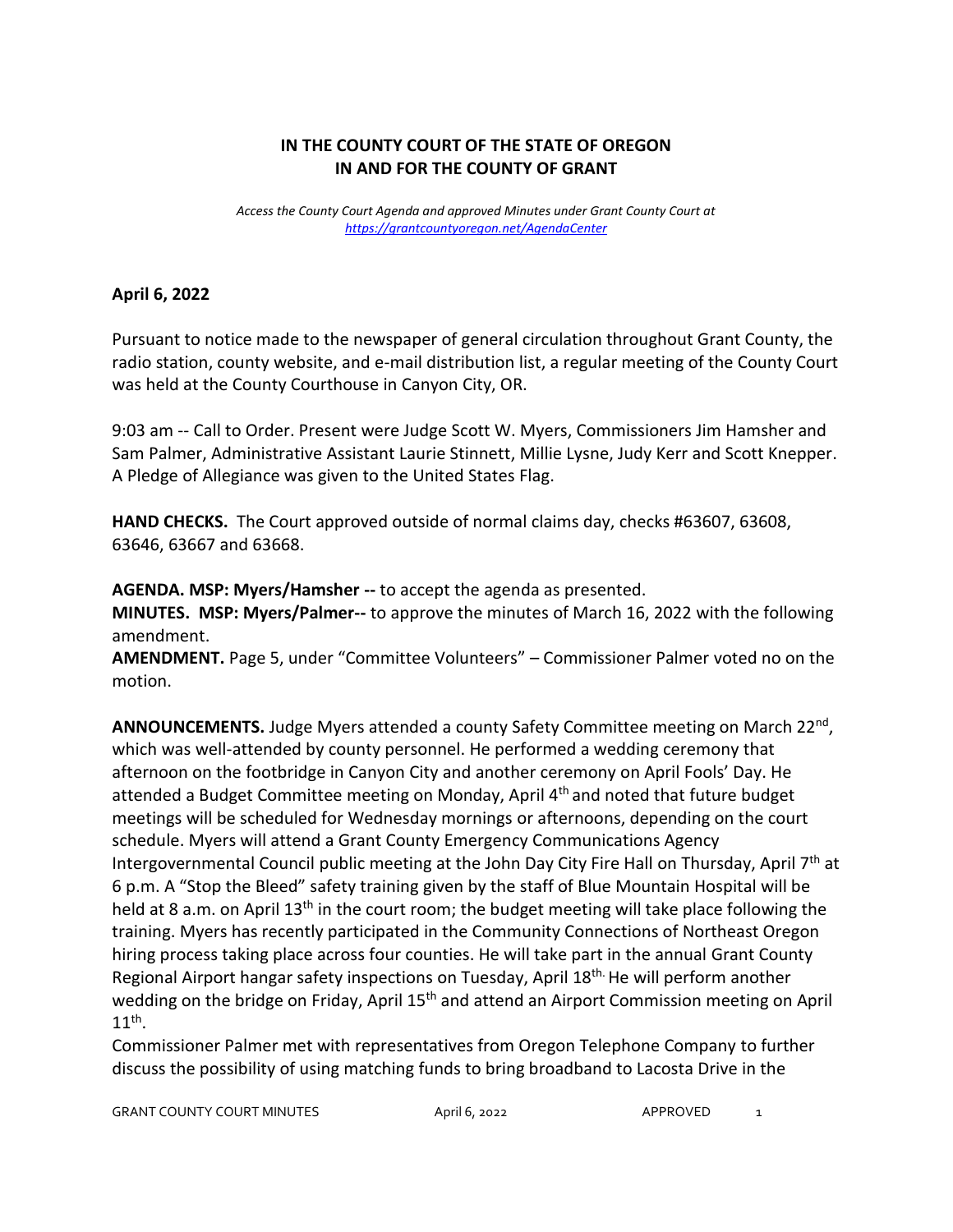**IN THE COUNTY COURT OF THE STATE OF OREGON**
**IN AND FOR THE COUNTY OF GRANT**

*Access the County Court Agenda and approved Minutes under Grant County Court at https://grantcountyoregon.net/AgendaCenter*

**April 6, 2022**

Pursuant to notice made to the newspaper of general circulation throughout Grant County, the radio station, county website, and e-mail distribution list, a regular meeting of the County Court was held at the County Courthouse in Canyon City, OR.

9:03 am -- Call to Order. Present were Judge Scott W. Myers, Commissioners Jim Hamsher and Sam Palmer, Administrative Assistant Laurie Stinnett, Millie Lysne, Judy Kerr and Scott Knepper. A Pledge of Allegiance was given to the United States Flag.

**HAND CHECKS.** The Court approved outside of normal claims day, checks #63607, 63608, 63646, 63667 and 63668.

**AGENDA. MSP: Myers/Hamsher --** to accept the agenda as presented.
**MINUTES. MSP: Myers/Palmer--** to approve the minutes of March 16, 2022 with the following amendment.
**AMENDMENT.** Page 5, under "Committee Volunteers" – Commissioner Palmer voted no on the motion.

**ANNOUNCEMENTS.** Judge Myers attended a county Safety Committee meeting on March 22nd, which was well-attended by county personnel. He performed a wedding ceremony that afternoon on the footbridge in Canyon City and another ceremony on April Fools' Day. He attended a Budget Committee meeting on Monday, April 4th and noted that future budget meetings will be scheduled for Wednesday mornings or afternoons, depending on the court schedule. Myers will attend a Grant County Emergency Communications Agency Intergovernmental Council public meeting at the John Day City Fire Hall on Thursday, April 7th at 6 p.m. A "Stop the Bleed" safety training given by the staff of Blue Mountain Hospital will be held at 8 a.m. on April 13th in the court room; the budget meeting will take place following the training. Myers has recently participated in the Community Connections of Northeast Oregon hiring process taking place across four counties. He will take part in the annual Grant County Regional Airport hangar safety inspections on Tuesday, April 18th. He will perform another wedding on the bridge on Friday, April 15th and attend an Airport Commission meeting on April 11th.

Commissioner Palmer met with representatives from Oregon Telephone Company to further discuss the possibility of using matching funds to bring broadband to Lacosta Drive in the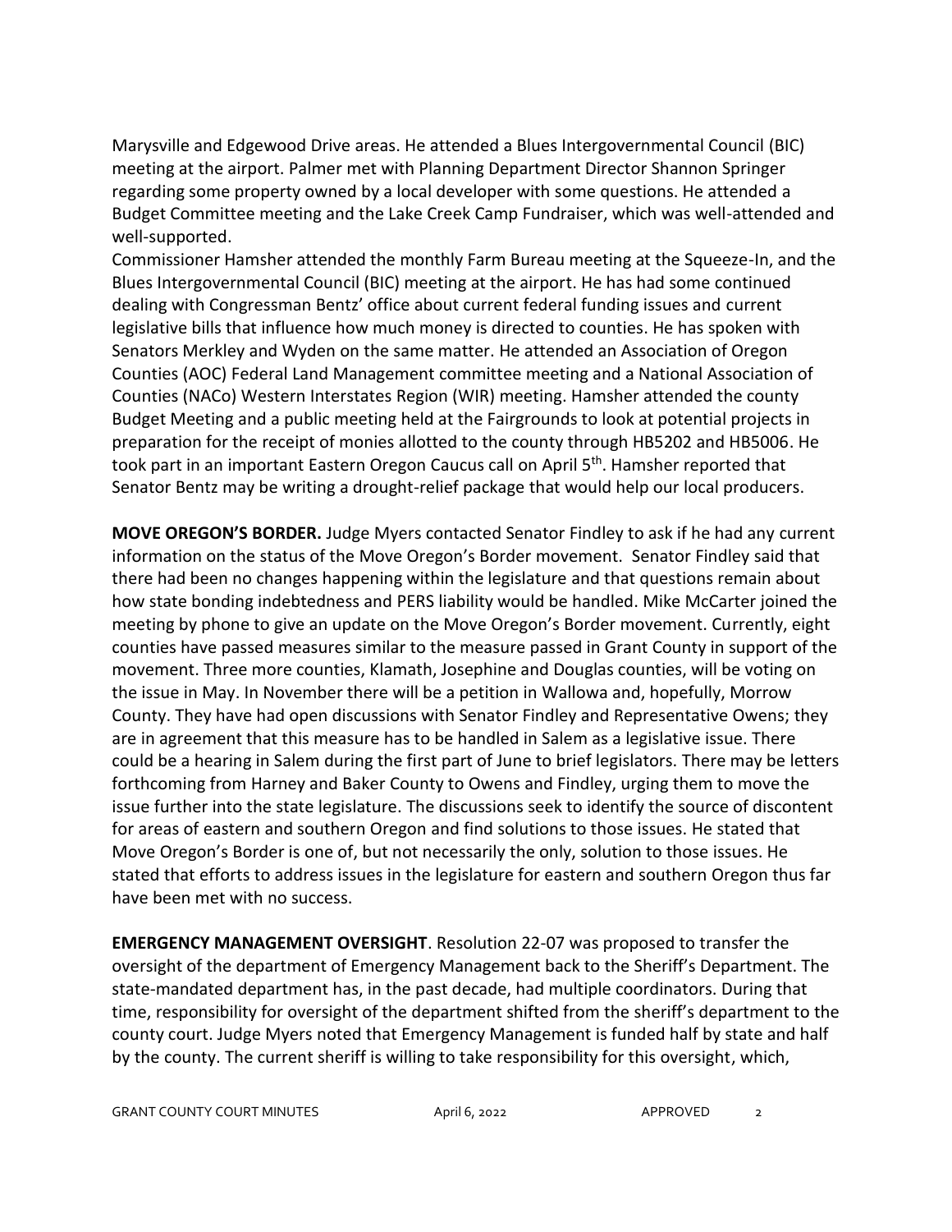Marysville and Edgewood Drive areas. He attended a Blues Intergovernmental Council (BIC) meeting at the airport. Palmer met with Planning Department Director Shannon Springer regarding some property owned by a local developer with some questions. He attended a Budget Committee meeting and the Lake Creek Camp Fundraiser, which was well-attended and well-supported.

Commissioner Hamsher attended the monthly Farm Bureau meeting at the Squeeze-In, and the Blues Intergovernmental Council (BIC) meeting at the airport. He has had some continued dealing with Congressman Bentz' office about current federal funding issues and current legislative bills that influence how much money is directed to counties. He has spoken with Senators Merkley and Wyden on the same matter. He attended an Association of Oregon Counties (AOC) Federal Land Management committee meeting and a National Association of Counties (NACo) Western Interstates Region (WIR) meeting. Hamsher attended the county Budget Meeting and a public meeting held at the Fairgrounds to look at potential projects in preparation for the receipt of monies allotted to the county through HB5202 and HB5006. He took part in an important Eastern Oregon Caucus call on April 5th. Hamsher reported that Senator Bentz may be writing a drought-relief package that would help our local producers.

**MOVE OREGON'S BORDER.** Judge Myers contacted Senator Findley to ask if he had any current information on the status of the Move Oregon's Border movement. Senator Findley said that there had been no changes happening within the legislature and that questions remain about how state bonding indebtedness and PERS liability would be handled. Mike McCarter joined the meeting by phone to give an update on the Move Oregon's Border movement. Currently, eight counties have passed measures similar to the measure passed in Grant County in support of the movement. Three more counties, Klamath, Josephine and Douglas counties, will be voting on the issue in May. In November there will be a petition in Wallowa and, hopefully, Morrow County. They have had open discussions with Senator Findley and Representative Owens; they are in agreement that this measure has to be handled in Salem as a legislative issue. There could be a hearing in Salem during the first part of June to brief legislators. There may be letters forthcoming from Harney and Baker County to Owens and Findley, urging them to move the issue further into the state legislature. The discussions seek to identify the source of discontent for areas of eastern and southern Oregon and find solutions to those issues. He stated that Move Oregon's Border is one of, but not necessarily the only, solution to those issues. He stated that efforts to address issues in the legislature for eastern and southern Oregon thus far have been met with no success.

**EMERGENCY MANAGEMENT OVERSIGHT**. Resolution 22-07 was proposed to transfer the oversight of the department of Emergency Management back to the Sheriff's Department. The state-mandated department has, in the past decade, had multiple coordinators. During that time, responsibility for oversight of the department shifted from the sheriff's department to the county court. Judge Myers noted that Emergency Management is funded half by state and half by the county. The current sheriff is willing to take responsibility for this oversight, which,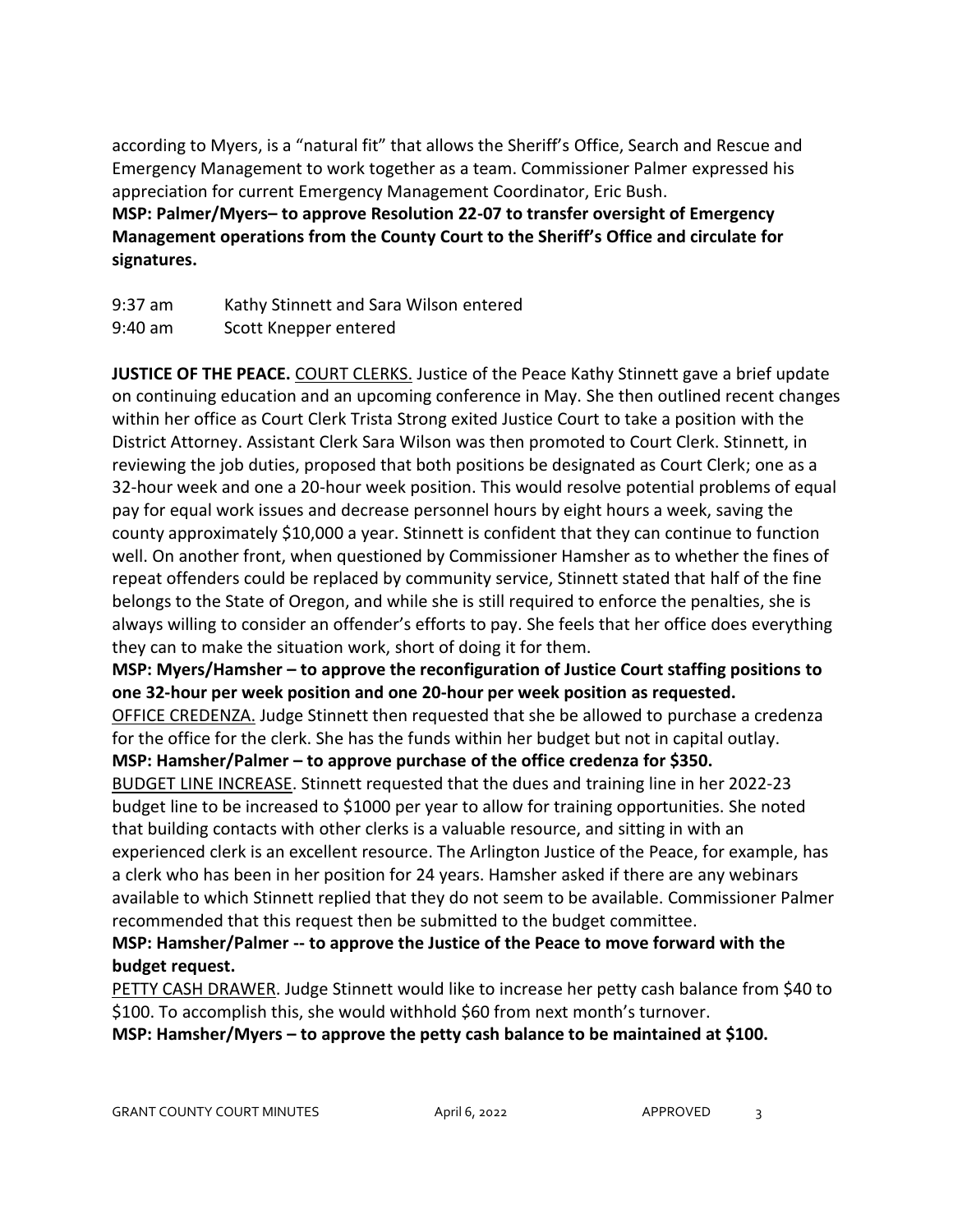according to Myers, is a "natural fit" that allows the Sheriff's Office, Search and Rescue and Emergency Management to work together as a team. Commissioner Palmer expressed his appreciation for current Emergency Management Coordinator, Eric Bush.

**MSP: Palmer/Myers– to approve Resolution 22-07 to transfer oversight of Emergency Management operations from the County Court to the Sheriff's Office and circulate for signatures.**

9:37 am Kathy Stinnett and Sara Wilson entered
9:40 am Scott Knepper entered

**JUSTICE OF THE PEACE.** COURT CLERKS. Justice of the Peace Kathy Stinnett gave a brief update on continuing education and an upcoming conference in May. She then outlined recent changes within her office as Court Clerk Trista Strong exited Justice Court to take a position with the District Attorney. Assistant Clerk Sara Wilson was then promoted to Court Clerk. Stinnett, in reviewing the job duties, proposed that both positions be designated as Court Clerk; one as a 32-hour week and one a 20-hour week position. This would resolve potential problems of equal pay for equal work issues and decrease personnel hours by eight hours a week, saving the county approximately $10,000 a year. Stinnett is confident that they can continue to function well. On another front, when questioned by Commissioner Hamsher as to whether the fines of repeat offenders could be replaced by community service, Stinnett stated that half of the fine belongs to the State of Oregon, and while she is still required to enforce the penalties, she is always willing to consider an offender's efforts to pay. She feels that her office does everything they can to make the situation work, short of doing it for them.

**MSP: Myers/Hamsher – to approve the reconfiguration of Justice Court staffing positions to one 32-hour per week position and one 20-hour per week position as requested.**

OFFICE CREDENZA. Judge Stinnett then requested that she be allowed to purchase a credenza for the office for the clerk. She has the funds within her budget but not in capital outlay.

**MSP: Hamsher/Palmer – to approve purchase of the office credenza for $350.**

BUDGET LINE INCREASE. Stinnett requested that the dues and training line in her 2022-23 budget line to be increased to $1000 per year to allow for training opportunities. She noted that building contacts with other clerks is a valuable resource, and sitting in with an experienced clerk is an excellent resource. The Arlington Justice of the Peace, for example, has a clerk who has been in her position for 24 years. Hamsher asked if there are any webinars available to which Stinnett replied that they do not seem to be available. Commissioner Palmer recommended that this request then be submitted to the budget committee.

**MSP: Hamsher/Palmer -- to approve the Justice of the Peace to move forward with the budget request.**

PETTY CASH DRAWER. Judge Stinnett would like to increase her petty cash balance from $40 to $100. To accomplish this, she would withhold $60 from next month's turnover.

**MSP: Hamsher/Myers – to approve the petty cash balance to be maintained at $100.**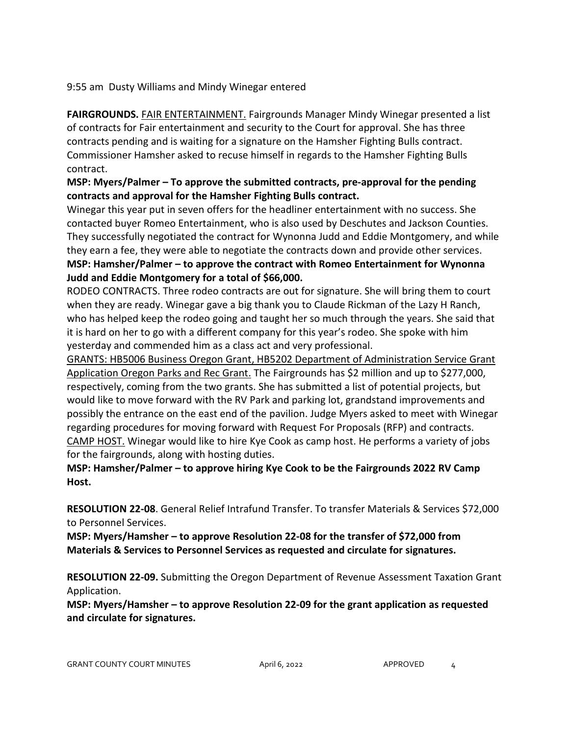9:55 am Dusty Williams and Mindy Winegar entered

**FAIRGROUNDS.** FAIR ENTERTAINMENT. Fairgrounds Manager Mindy Winegar presented a list of contracts for Fair entertainment and security to the Court for approval. She has three contracts pending and is waiting for a signature on the Hamsher Fighting Bulls contract. Commissioner Hamsher asked to recuse himself in regards to the Hamsher Fighting Bulls contract.

**MSP: Myers/Palmer – To approve the submitted contracts, pre-approval for the pending contracts and approval for the Hamsher Fighting Bulls contract.**

Winegar this year put in seven offers for the headliner entertainment with no success. She contacted buyer Romeo Entertainment, who is also used by Deschutes and Jackson Counties. They successfully negotiated the contract for Wynonna Judd and Eddie Montgomery, and while they earn a fee, they were able to negotiate the contracts down and provide other services.

**MSP: Hamsher/Palmer – to approve the contract with Romeo Entertainment for Wynonna Judd and Eddie Montgomery for a total of $66,000.**

RODEO CONTRACTS. Three rodeo contracts are out for signature. She will bring them to court when they are ready. Winegar gave a big thank you to Claude Rickman of the Lazy H Ranch, who has helped keep the rodeo going and taught her so much through the years. She said that it is hard on her to go with a different company for this year's rodeo. She spoke with him yesterday and commended him as a class act and very professional.

GRANTS: HB5006 Business Oregon Grant, HB5202 Department of Administration Service Grant Application Oregon Parks and Rec Grant. The Fairgrounds has $2 million and up to $277,000, respectively, coming from the two grants. She has submitted a list of potential projects, but would like to move forward with the RV Park and parking lot, grandstand improvements and possibly the entrance on the east end of the pavilion. Judge Myers asked to meet with Winegar regarding procedures for moving forward with Request For Proposals (RFP) and contracts.

CAMP HOST. Winegar would like to hire Kye Cook as camp host. He performs a variety of jobs for the fairgrounds, along with hosting duties.

**MSP: Hamsher/Palmer – to approve hiring Kye Cook to be the Fairgrounds 2022 RV Camp Host.**

**RESOLUTION 22-08**. General Relief Intrafund Transfer. To transfer Materials & Services $72,000 to Personnel Services.

**MSP: Myers/Hamsher – to approve Resolution 22-08 for the transfer of $72,000 from Materials & Services to Personnel Services as requested and circulate for signatures.**

**RESOLUTION 22-09.** Submitting the Oregon Department of Revenue Assessment Taxation Grant Application.

**MSP: Myers/Hamsher – to approve Resolution 22-09 for the grant application as requested and circulate for signatures.**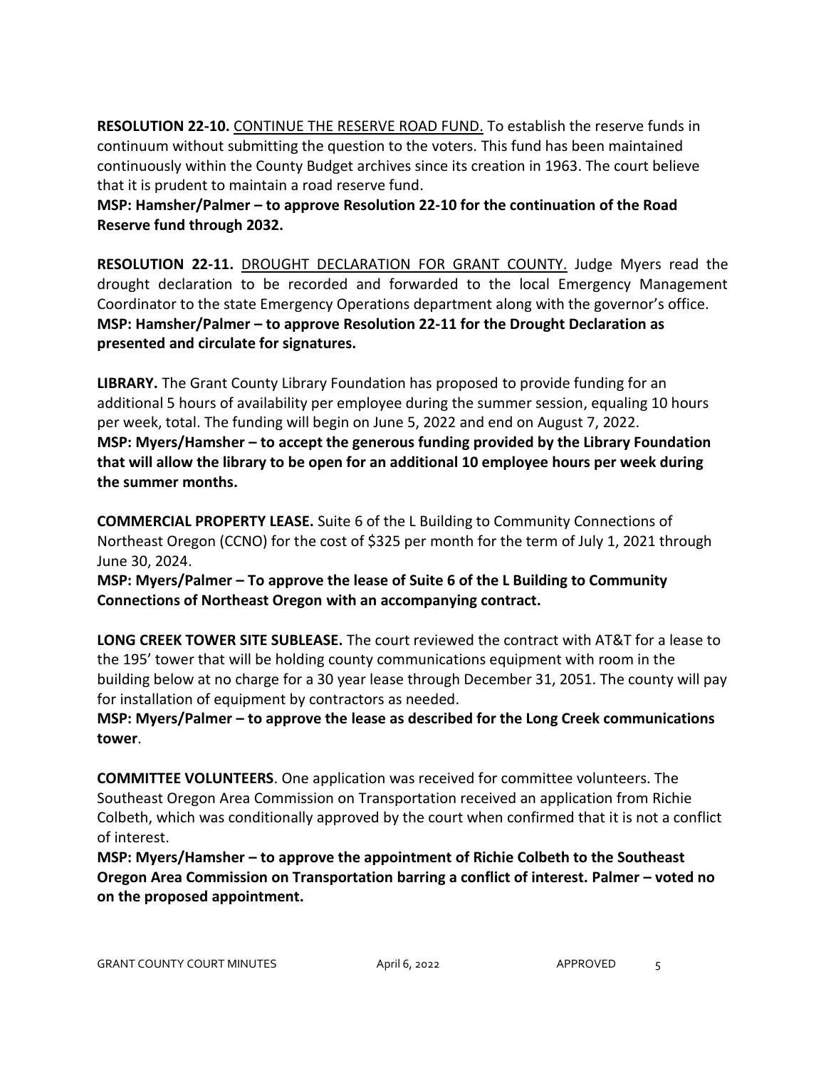**RESOLUTION 22-10.** CONTINUE THE RESERVE ROAD FUND. To establish the reserve funds in continuum without submitting the question to the voters. This fund has been maintained continuously within the County Budget archives since its creation in 1963. The court believe that it is prudent to maintain a road reserve fund.

**MSP: Hamsher/Palmer – to approve Resolution 22-10 for the continuation of the Road Reserve fund through 2032.**

**RESOLUTION 22-11.** DROUGHT DECLARATION FOR GRANT COUNTY. Judge Myers read the drought declaration to be recorded and forwarded to the local Emergency Management Coordinator to the state Emergency Operations department along with the governor's office.

**MSP: Hamsher/Palmer – to approve Resolution 22-11 for the Drought Declaration as presented and circulate for signatures.**

**LIBRARY.** The Grant County Library Foundation has proposed to provide funding for an additional 5 hours of availability per employee during the summer session, equaling 10 hours per week, total. The funding will begin on June 5, 2022 and end on August 7, 2022.

**MSP: Myers/Hamsher – to accept the generous funding provided by the Library Foundation that will allow the library to be open for an additional 10 employee hours per week during the summer months.**

**COMMERCIAL PROPERTY LEASE.** Suite 6 of the L Building to Community Connections of Northeast Oregon (CCNO) for the cost of $325 per month for the term of July 1, 2021 through June 30, 2024.

**MSP: Myers/Palmer – To approve the lease of Suite 6 of the L Building to Community Connections of Northeast Oregon with an accompanying contract.**

**LONG CREEK TOWER SITE SUBLEASE.** The court reviewed the contract with AT&T for a lease to the 195' tower that will be holding county communications equipment with room in the building below at no charge for a 30 year lease through December 31, 2051. The county will pay for installation of equipment by contractors as needed.

**MSP: Myers/Palmer – to approve the lease as described for the Long Creek communications tower**.

**COMMITTEE VOLUNTEERS**. One application was received for committee volunteers. The Southeast Oregon Area Commission on Transportation received an application from Richie Colbeth, which was conditionally approved by the court when confirmed that it is not a conflict of interest.

**MSP: Myers/Hamsher – to approve the appointment of Richie Colbeth to the Southeast Oregon Area Commission on Transportation barring a conflict of interest. Palmer – voted no on the proposed appointment.**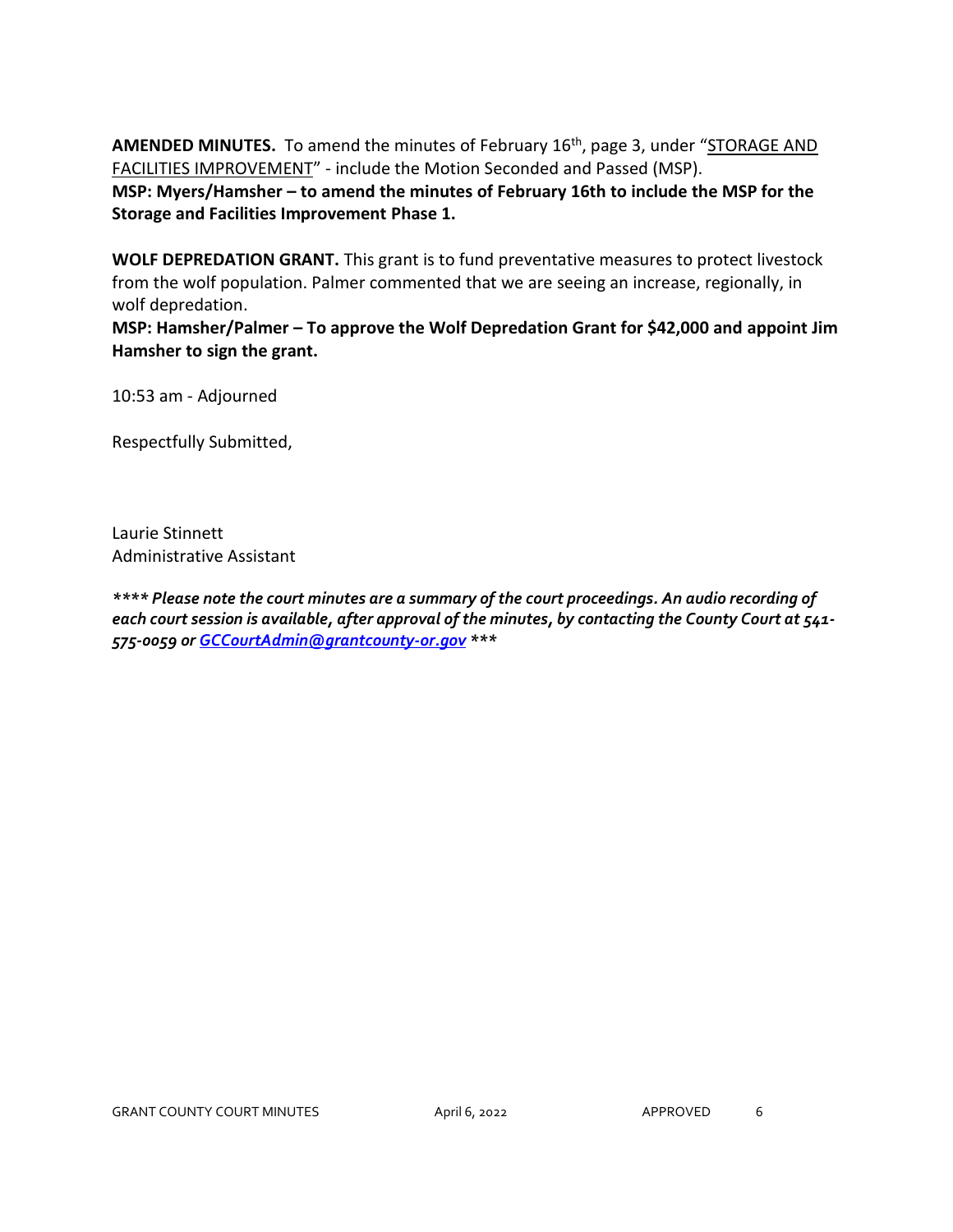**AMENDED MINUTES.** To amend the minutes of February 16th, page 3, under "STORAGE AND FACILITIES IMPROVEMENT" - include the Motion Seconded and Passed (MSP).
**MSP: Myers/Hamsher – to amend the minutes of February 16th to include the MSP for the Storage and Facilities Improvement Phase 1.**

**WOLF DEPREDATION GRANT.** This grant is to fund preventative measures to protect livestock from the wolf population. Palmer commented that we are seeing an increase, regionally, in wolf depredation.
**MSP: Hamsher/Palmer – To approve the Wolf Depredation Grant for $42,000 and appoint Jim Hamsher to sign the grant.**

10:53 am - Adjourned

Respectfully Submitted,

Laurie Stinnett
Administrative Assistant

***\*\*\*\* Please note the court minutes are a summary of the court proceedings. An audio recording of each court session is available, after approval of the minutes, by contacting the County Court at 541-575-0059 or GCCourtAdmin@grantcounty-or.gov \*\*\****